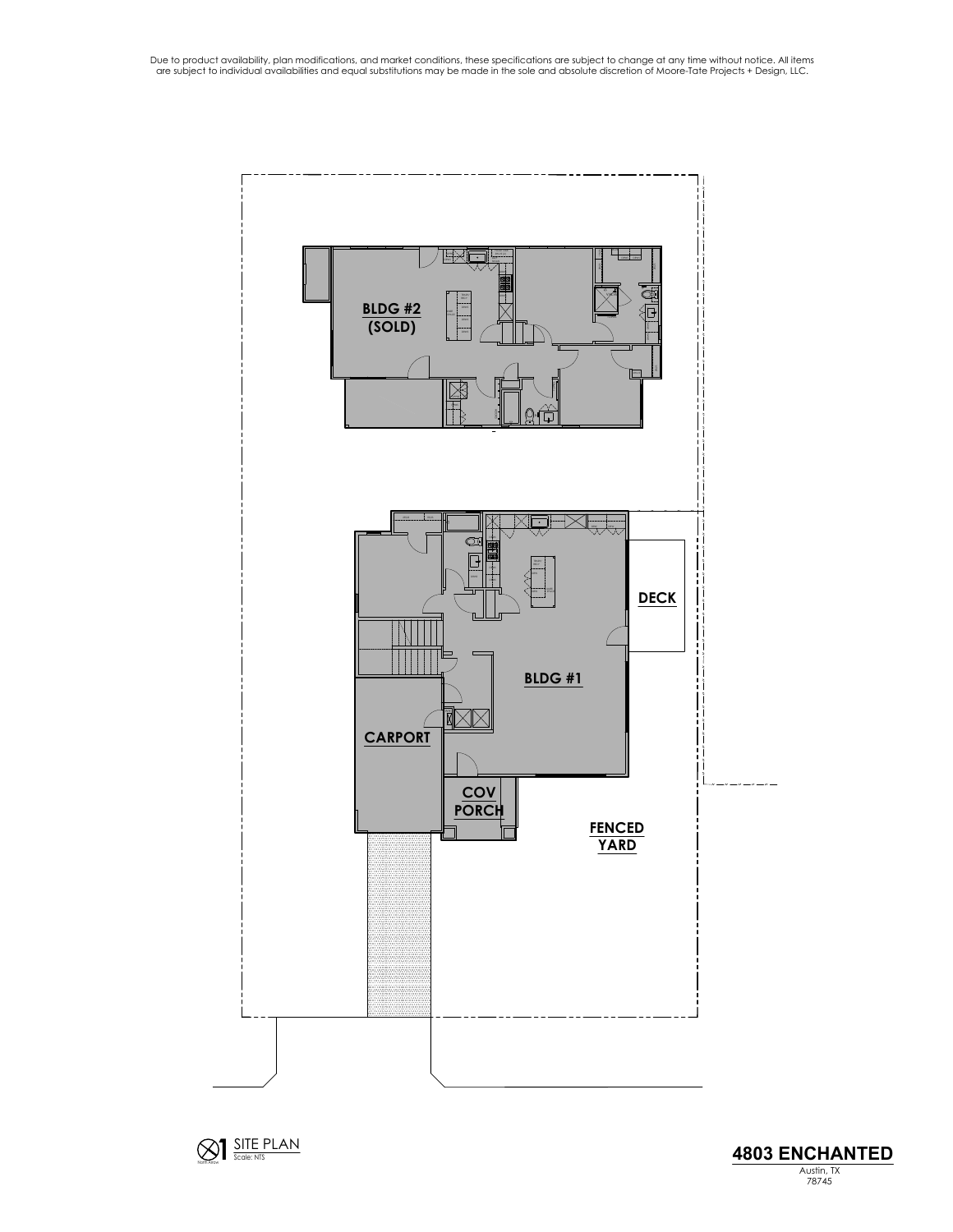Due to product availability, plan modifications, and market conditions, these specifications are subject to change at any time without notice. All items are subject to individual availabilities and equal substitutions may be made in the sole and absolute discretion of Moore-Tate Projects + Design, LLC.

**BLDG #2 (SOLD)**

**DECK**

**BLDG #1**

**CARPORT**

**COV PORCH**

**FENCED YARD**

1 SITE PLAN
Scale: NTS

North Arrow

**4803 ENCHANTED**

Austin, TX
78745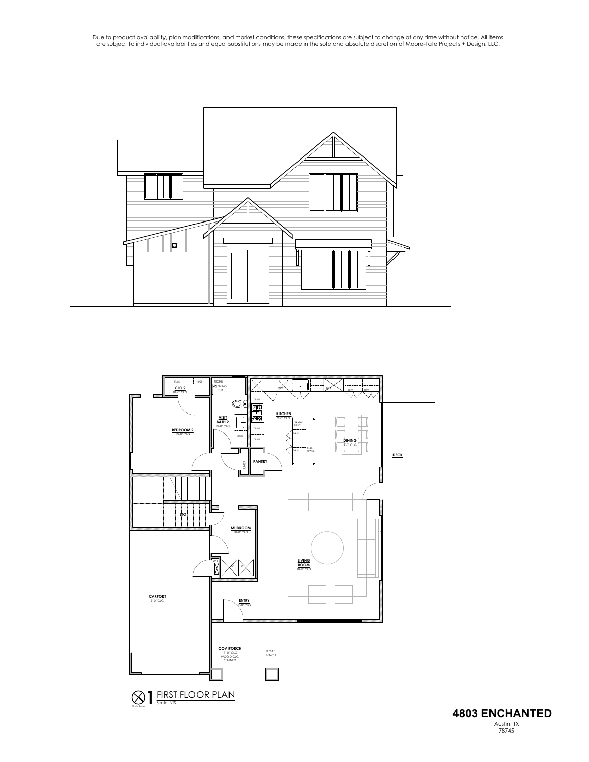Due to product availability, plan modifications, and market conditions, these specifications are subject to change at any time without notice. All items are subject to individual availabilities and equal substitutions may be made in the sole and absolute discretion of Moore-Tate Projects + Design, LLC.

CLO 2
10'-0" CLG

BEDROOM 2
10'-0" CLG

VISIT BATH 2
10'-0" CLG

32X60 TUB

LINEN

PANTRY

KITCHEN
9'-0" CLG

TRASH/RECY

DW

REF

KNEE SPACE

DINING
9'-0" CLG

DECK

STO

MUDROOM
10'-0" CLG

WH

LIVING ROOM
10'-0" CLG

CARPORT
9'-0" CLG

ENTRY
9'-0" CLG

COV PORCH
11'-0" CLG
WOOD CLG
STAINED

FLOAT BENCH

North Arrow

# 1 FIRST FLOOR PLAN

Scale: NTS

## 4803 ENCHANTED

Austin, TX
78745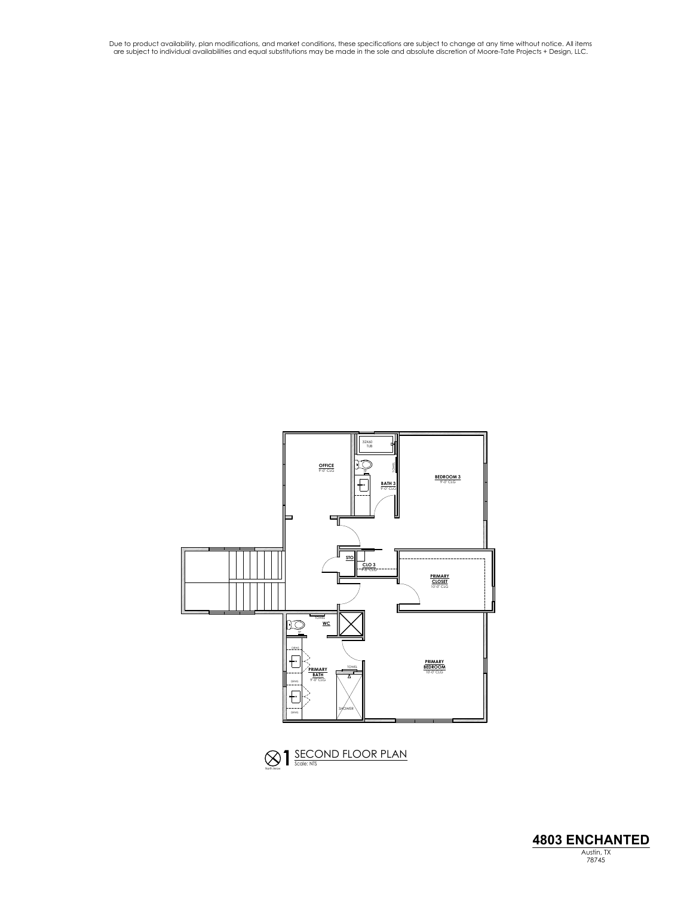Due to product availability, plan modifications, and market conditions, these specifications are subject to change at any time without notice. All items are subject to individual availabilities and equal substitutions may be made in the sole and absolute discretion of Moore-Tate Projects + Design, LLC.

32X60 TUB

OFFICE
9'-0" CLG

BATH 3
9'-0" CLG

BEDROOM 3
9'-0" CLG

STO

CLO 3
9'-0" CLG

PRIMARY CLOSET
10'-0" CLG

WC

PRIMARY BATH
9'-0" CLG

SHOWER

PRIMARY BEDROOM
10'-0" CLG

1 SECOND FLOOR PLAN
Scale: NTS

North Arrow

**4803 ENCHANTED**
Austin, TX
78745